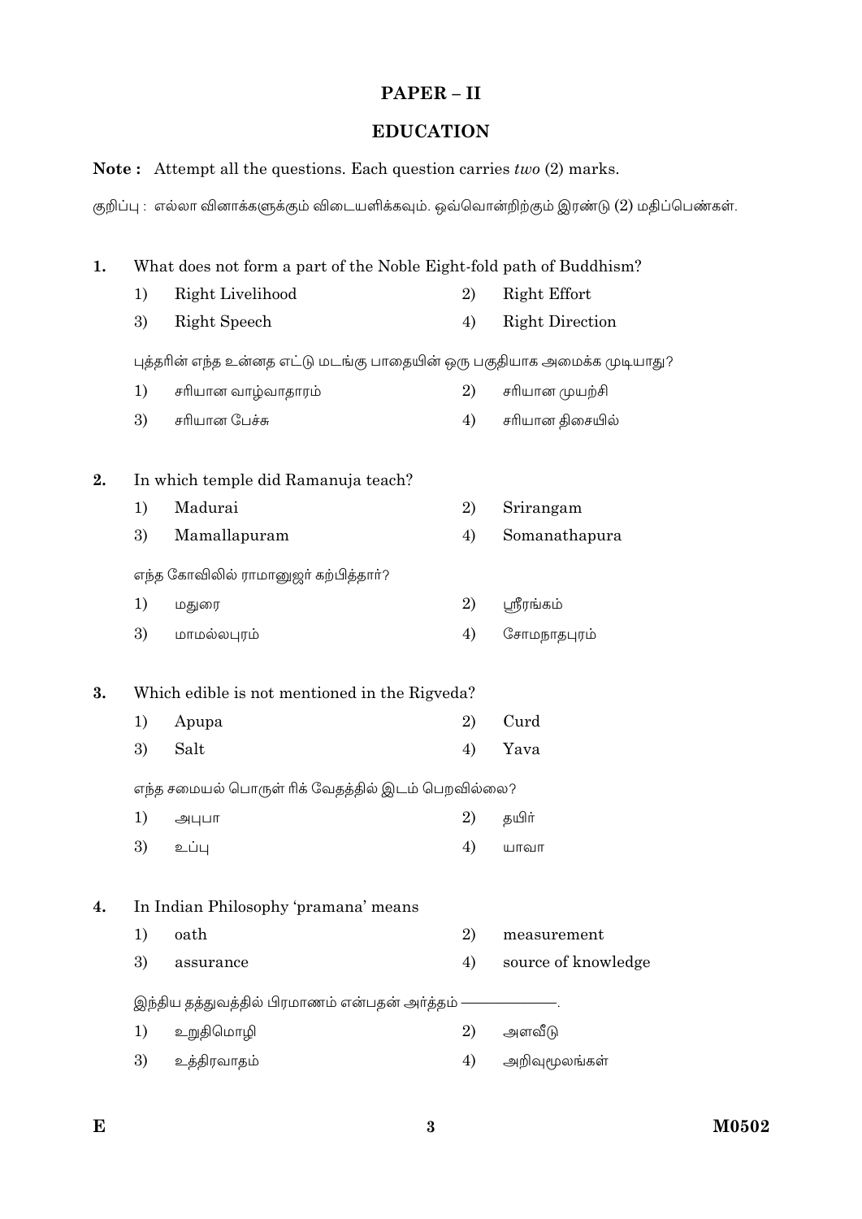## PAPER – II

## EDUCATION

**Note :** Attempt all the questions. Each question carries *two* (2) marks.

குறிப்பு : எல்லா வினாக்களுக்கும் விடையளிக்கவும். ஒவ்வொன்றிற்கும் இரண்டு (2) மதிப்பெண்கள்.

**1.** What does not form a part of the Noble Eight-fold path of Buddhism?

1) Right Livelihood
2) Right Effort
3) Right Speech
4) Right Direction

புத்தரின் எந்த உன்னத எட்டு மடங்கு பாதையின் ஒரு பகுதியாக அமைக்க முடியாது?

1) சரியான வாழ்வாதாரம்
2) சரியான முயற்சி
3) சரியான பேச்சு
4) சரியான திசையில்

**2.** In which temple did Ramanuja teach?

1) Madurai
2) Srirangam
3) Mamallapuram
4) Somanathapura

எந்த கோவிலில் ராமானுஜர் கற்பித்தார்?

1) மதுரை
2) ஸ்ரீரங்கம்
3) மாமல்லபுரம்
4) சோமநாதபுரம்

**3.** Which edible is not mentioned in the Rigveda?

1) Apupa
2) Curd
3) Salt
4) Yava

எந்த சமையல் பொருள் ரிக் வேதத்தில் இடம் பெறவில்லை?

1) அபுபா
2) தயிர்
3) உப்பு
4) யாவா

**4.** In Indian Philosophy 'pramana' means

1) oath
2) measurement
3) assurance
4) source of knowledge

இந்திய தத்துவத்தில் பிரமாணம் என்பதன் அர்த்தம் ——————.

1) உறுதிமொழி
2) அளவீடு
3) உத்திரவாதம்
4) அறிவுமூலங்கள்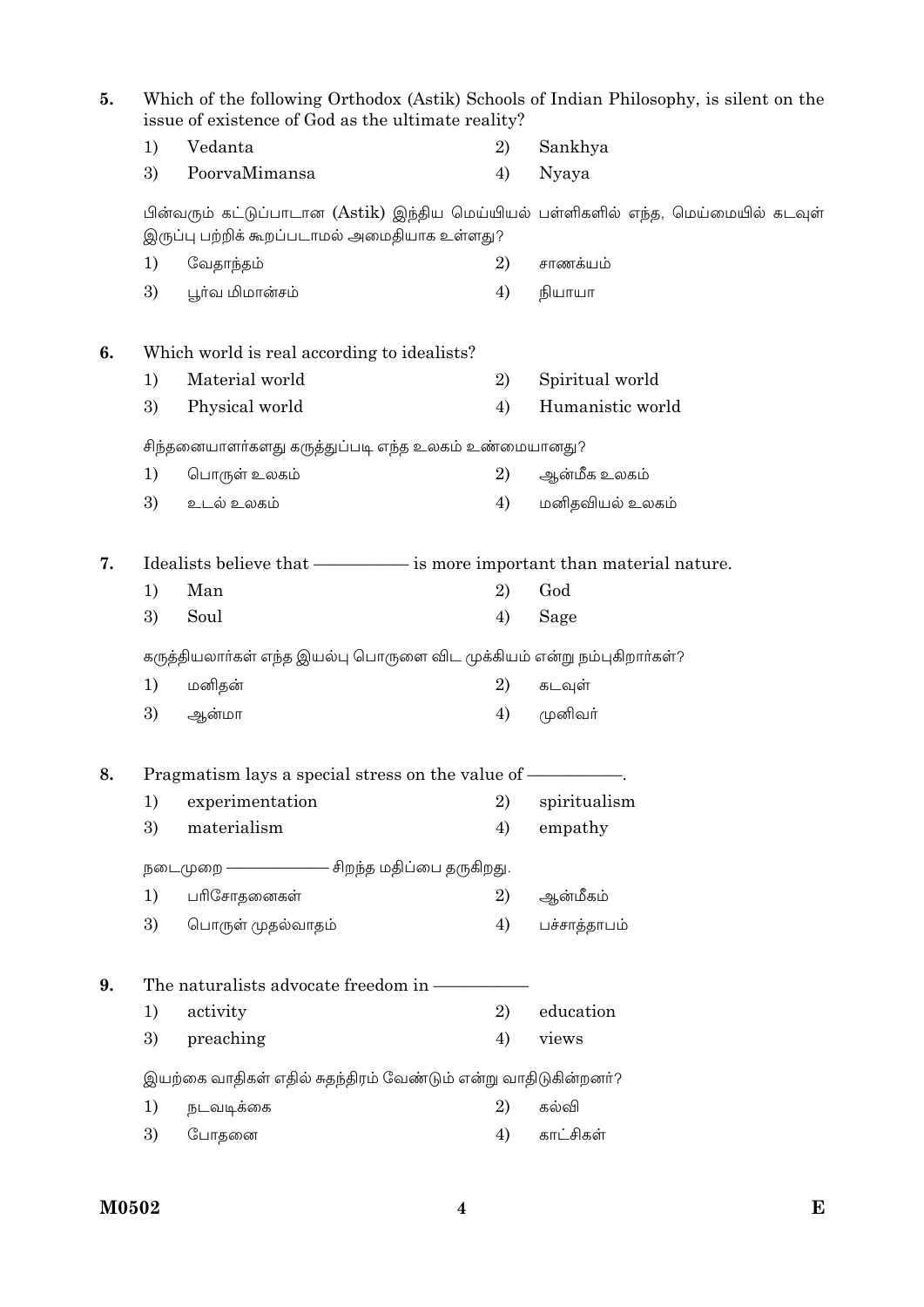5. Which of the following Orthodox (Astik) Schools of Indian Philosophy, is silent on the issue of existence of God as the ultimate reality?

   1) Vedanta  2) Sankhya
   3) PoorvaMimansa  4) Nyaya

   பின்வரும் கட்டுப்பாடான (Astik) இந்திய மெய்யியல் பள்ளிகளில் எந்த, மெய்மையில் கடவுள் இருப்பு பற்றிக் கூறப்படாமல் அமைதியாக உள்ளது?

   1) வேதாந்தம்  2) சாணக்யம்
   3) பூர்வ மிமான்சம்  4) நியாயா

6. Which world is real according to idealists?

   1) Material world  2) Spiritual world
   3) Physical world  4) Humanistic world

   சிந்தனையாளர்களது கருத்துப்படி எந்த உலகம் உண்மையானது?

   1) பொருள் உலகம்  2) ஆன்மீக உலகம்
   3) உடல் உலகம்  4) மனிதவியல் உலகம்

7. Idealists believe that ———— is more important than material nature.

   1) Man  2) God
   3) Soul  4) Sage

   கருத்தியலாளர்கள் எந்த இயல்பு பொருளை விட முக்கியம் என்று நம்புகிறார்கள்?

   1) மனிதன்  2) கடவுள்
   3) ஆன்மா  4) முனிவர்

8. Pragmatism lays a special stress on the value of ————.

   1) experimentation  2) spiritualism
   3) materialism  4) empathy

   நடைமுறை ———— சிறந்த மதிப்பை தருகிறது.

   1) பரிசோதனைகள்  2) ஆன்மீகம்
   3) பொருள் முதல்வாதம்  4) பச்சாத்தாபம்

9. The naturalists advocate freedom in ————

   1) activity  2) education
   3) preaching  4) views

   இயற்கை வாதிகள் எதில் சுதந்திரம் வேண்டும் என்று வாதிடுகின்றனர்?

   1) நடவடிக்கை  2) கல்வி
   3) போதனை  4) காட்சிகள்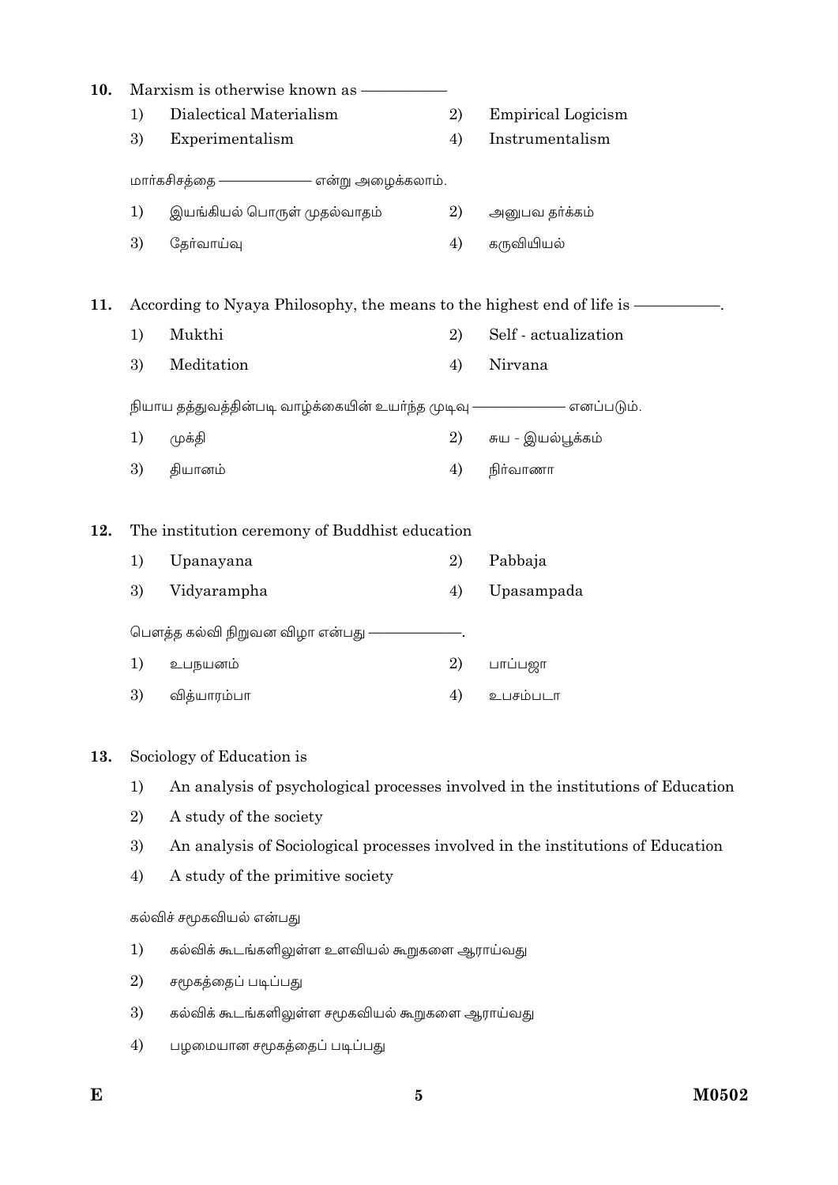10. Marxism is otherwise known as ————

1) Dialectical Materialism
2) Empirical Logicism
3) Experimentalism
4) Instrumentalism

மார்கசிசத்தை ———— என்று அழைக்கலாம்.

1) இயங்கியல் பொருள் முதல்வாதம்
2) அனுபவ தர்க்கம்
3) தேர்வாய்வு
4) கருவியியல்

11. According to Nyaya Philosophy, the means to the highest end of life is ————.

1) Mukthi
2) Self - actualization
3) Meditation
4) Nirvana

நியாய தத்துவத்தின்படி வாழ்க்கையின் உயர்ந்த முடிவு ———— எனப்படும்.

1) முக்தி
2) சுய - இயல்பூக்கம்
3) தியானம்
4) நிர்வாணா

12. The institution ceremony of Buddhist education

1) Upanayana
2) Pabbaja
3) Vidyarampha
4) Upasampada

பௌத்த கல்வி நிறுவன விழா என்பது ————.

1) உபநயனம்
2) பாப்பஜா
3) வித்யாரம்பா
4) உபசம்படா

13. Sociology of Education is

1) An analysis of psychological processes involved in the institutions of Education
2) A study of the society
3) An analysis of Sociological processes involved in the institutions of Education
4) A study of the primitive society

கல்விச் சமூகவியல் என்பது

1) கல்விக் கூடங்களிலுள்ள உளவியல் கூறுகளை ஆராய்வது
2) சமூகத்தைப் படிப்பது
3) கல்விக் கூடங்களிலுள்ள சமூகவியல் கூறுகளை ஆராய்வது
4) பழமையான சமூகத்தைப் படிப்பது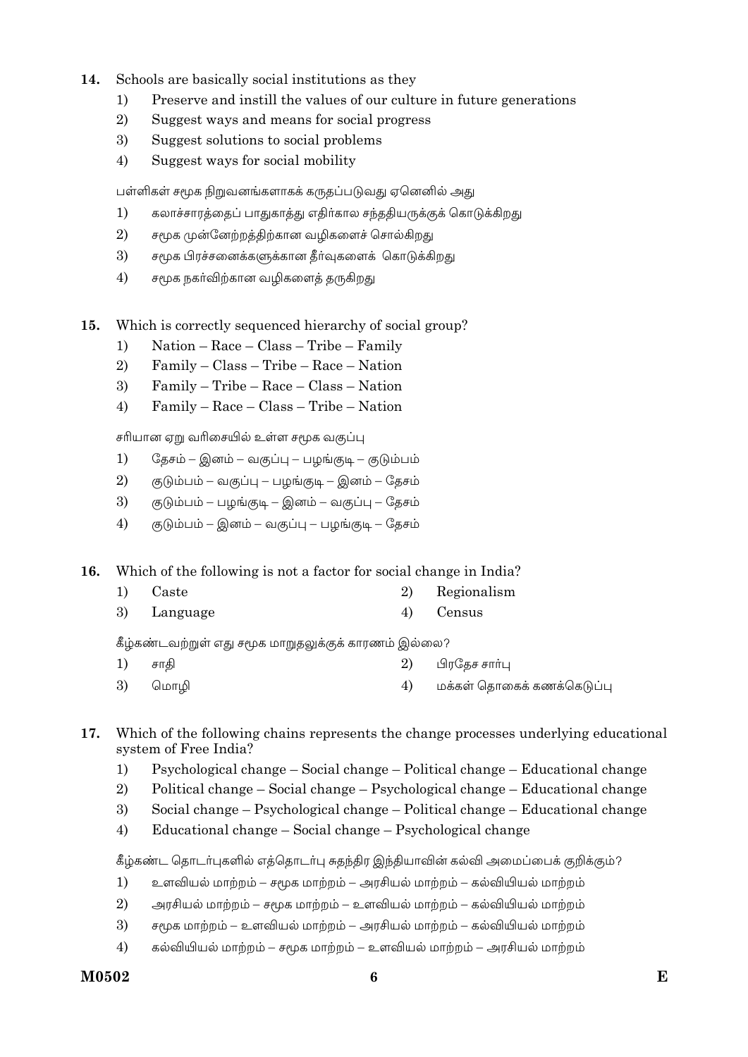14. Schools are basically social institutions as they
    1) Preserve and instill the values of our culture in future generations
    2) Suggest ways and means for social progress
    3) Suggest solutions to social problems
    4) Suggest ways for social mobility

    பள்ளிகள் சமூக நிறுவனங்களாகக் கருதப்படுவது ஏனெனில் அது
    1) கலாச்சாரத்தைப் பாதுகாத்து எதிர்கால சந்ததியருக்குக் கொடுக்கிறது
    2) சமூக முன்னேற்றத்திற்கான வழிகளைச் சொல்கிறது
    3) சமூக பிரச்சனைக்களுக்கான தீர்வுகளைக் கொடுக்கிறது
    4) சமூக நகர்விற்கான வழிகளைத் தருகிறது

15. Which is correctly sequenced hierarchy of social group?
    1) Nation – Race – Class – Tribe – Family
    2) Family – Class – Tribe – Race – Nation
    3) Family – Tribe – Race – Class – Nation
    4) Family – Race – Class – Tribe – Nation

    சரியான ஏறு வரிசையில் உள்ள சமூக வகுப்பு
    1) தேசம் – இனம் – வகுப்பு – பழங்குடி – குடும்பம்
    2) குடும்பம் – வகுப்பு – பழங்குடி – இனம் – தேசம்
    3) குடும்பம் – பழங்குடி – இனம் – வகுப்பு – தேசம்
    4) குடும்பம் – இனம் – வகுப்பு – பழங்குடி – தேசம்

16. Which of the following is not a factor for social change in India?
    1) Caste
    2) Regionalism
    3) Language
    4) Census

    கீழ்கண்டவற்றுள் எது சமூக மாறுதலுக்குக் காரணம் இல்லை?
    1) சாதி
    2) பிரதேச சார்பு
    3) மொழி
    4) மக்கள் தொகைக் கணக்கெடுப்பு

17. Which of the following chains represents the change processes underlying educational system of Free India?
    1) Psychological change – Social change – Political change – Educational change
    2) Political change – Social change – Psychological change – Educational change
    3) Social change – Psychological change – Political change – Educational change
    4) Educational change – Social change – Psychological change

    கீழ்கண்ட தொடர்புகளில் எத்தொடர்பு சுதந்திர இந்தியாவின் கல்வி அமைப்பைக் குறிக்கும்?
    1) உளவியல் மாற்றம் – சமூக மாற்றம் – அரசியல் மாற்றம் – கல்வியியல் மாற்றம்
    2) அரசியல் மாற்றம் – சமூக மாற்றம் – உளவியல் மாற்றம் – கல்வியியல் மாற்றம்
    3) சமூக மாற்றம் – உளவியல் மாற்றம் – அரசியல் மாற்றம் – கல்வியியல் மாற்றம்
    4) கல்வியியல் மாற்றம் – சமூக மாற்றம் – உளவியல் மாற்றம் – அரசியல் மாற்றம்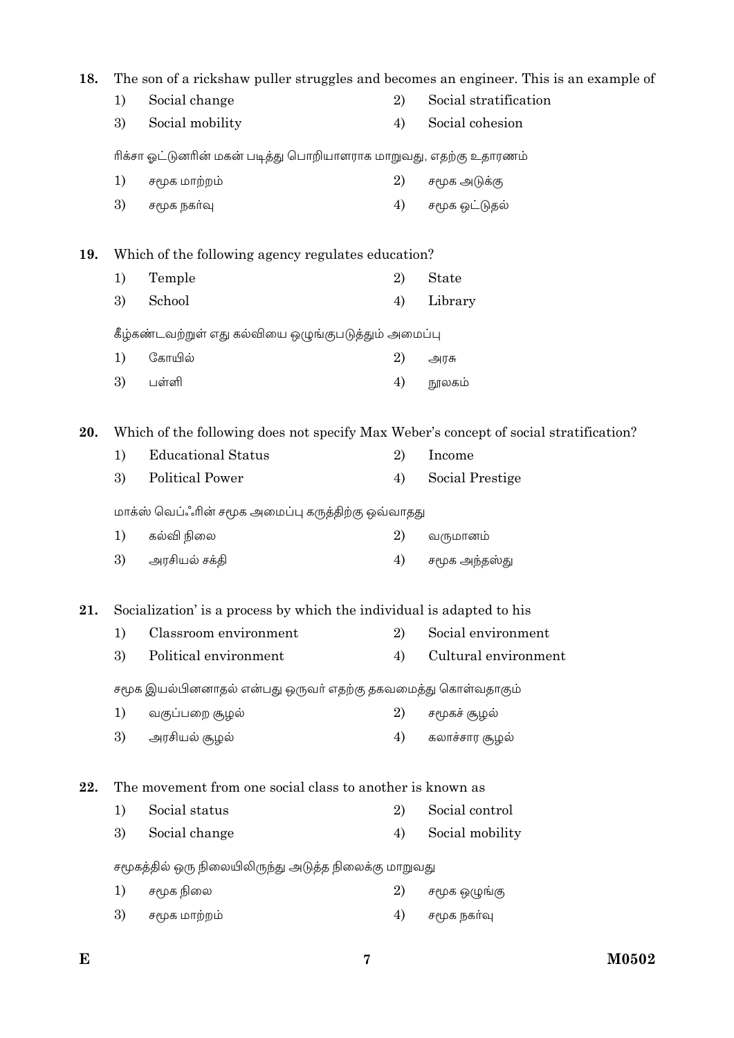18. The son of a rickshaw puller struggles and becomes an engineer. This is an example of

1) Social change
2) Social stratification
3) Social mobility
4) Social cohesion

ரிக்சா ஓட்டுனரின் மகன் படித்து பொறியாளராக மாறுவது, எதற்கு உதாரணம்

1) சமூக மாற்றம்
2) சமூக அடுக்கு
3) சமூக நகர்வு
4) சமூக ஒட்டுதல்

19. Which of the following agency regulates education?

1) Temple
2) State
3) School
4) Library

கீழ்கண்டவற்றுள் எது கல்வியை ஒழுங்குபடுத்தும் அமைப்பு

1) கோயில்
2) அரசு
3) பள்ளி
4) நூலகம்

20. Which of the following does not specify Max Weber's concept of social stratification?

1) Educational Status
2) Income
3) Political Power
4) Social Prestige

மாக்ஸ் வெப்ஃரின் சமூக அமைப்பு கருத்திற்கு ஒவ்வாதது

1) கல்வி நிலை
2) வருமானம்
3) அரசியல் சக்தி
4) சமூக அந்தஸ்து

21. Socialization' is a process by which the individual is adapted to his

1) Classroom environment
2) Social environment
3) Political environment
4) Cultural environment

சமூக இயல்பினனாதல் என்பது ஒருவர் எதற்கு தகவமைத்து கொள்வதாகும்

1) வகுப்பறை சூழல்
2) சமூகச் சூழல்
3) அரசியல் சூழல்
4) கலாச்சார சூழல்

22. The movement from one social class to another is known as

1) Social status
2) Social control
3) Social change
4) Social mobility

சமூகத்தில் ஒரு நிலையிலிருந்து அடுத்த நிலைக்கு மாறுவது

1) சமூக நிலை
2) சமூக ஒழுங்கு
3) சமூக மாற்றம்
4) சமூக நகர்வு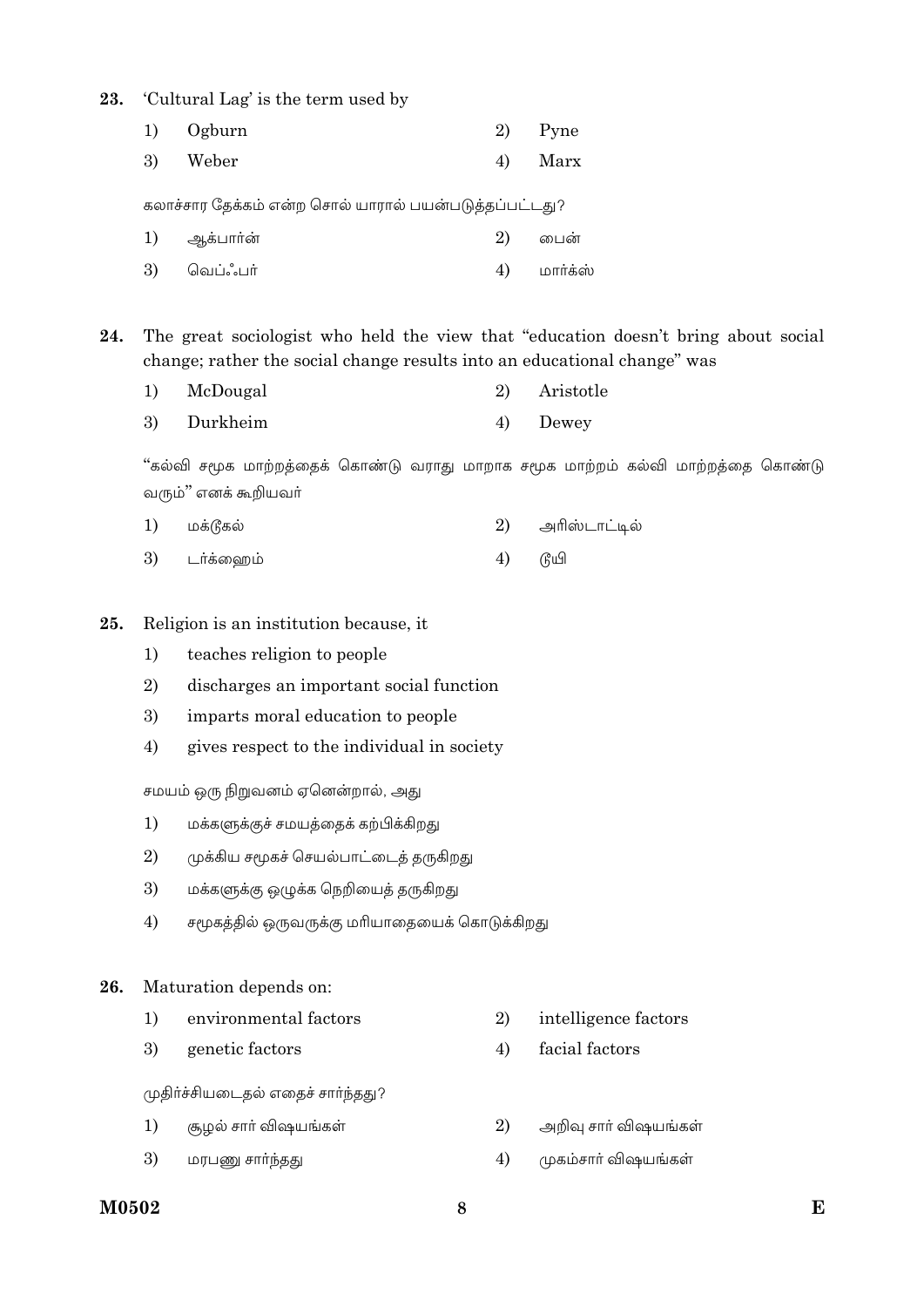23. 'Cultural Lag' is the term used by

1) Ogburn
2) Pyne
3) Weber
4) Marx

கலாச்சார தேக்கம் என்ற சொல் யாரால் பயன்படுத்தப்பட்டது?

1) ஆக்பார்ன்
2) பைன்
3) வெப்ஃபர்
4) மார்க்ஸ்

24. The great sociologist who held the view that "education doesn't bring about social change; rather the social change results into an educational change" was

1) McDougal
2) Aristotle
3) Durkheim
4) Dewey

"கல்வி சமூக மாற்றத்தைக் கொண்டு வராது மாறாக சமூக மாற்றம் கல்வி மாற்றத்தை கொண்டு வரும்" எனக் கூறியவர்

1) மக்டூகல்
2) அரிஸ்டாட்டில்
3) டர்க்ஹைம்
4) டூயி

25. Religion is an institution because, it

1) teaches religion to people
2) discharges an important social function
3) imparts moral education to people
4) gives respect to the individual in society

சமயம் ஒரு நிறுவனம் ஏனென்றால், அது

1) மக்களுக்குச் சமயத்தைக் கற்பிக்கிறது
2) முக்கிய சமூகச் செயல்பாட்டைத் தருகிறது
3) மக்களுக்கு ஒழுக்க நெறியைத் தருகிறது
4) சமூகத்தில் ஒருவருக்கு மரியாதையைக் கொடுக்கிறது

26. Maturation depends on:

1) environmental factors
2) intelligence factors
3) genetic factors
4) facial factors

முதிர்ச்சியடைதல் எதைச் சார்ந்தது?

1) சூழல் சார் விஷயங்கள்
2) அறிவு சார் விஷயங்கள்
3) மரபணு சார்ந்தது
4) முகம்சார் விஷயங்கள்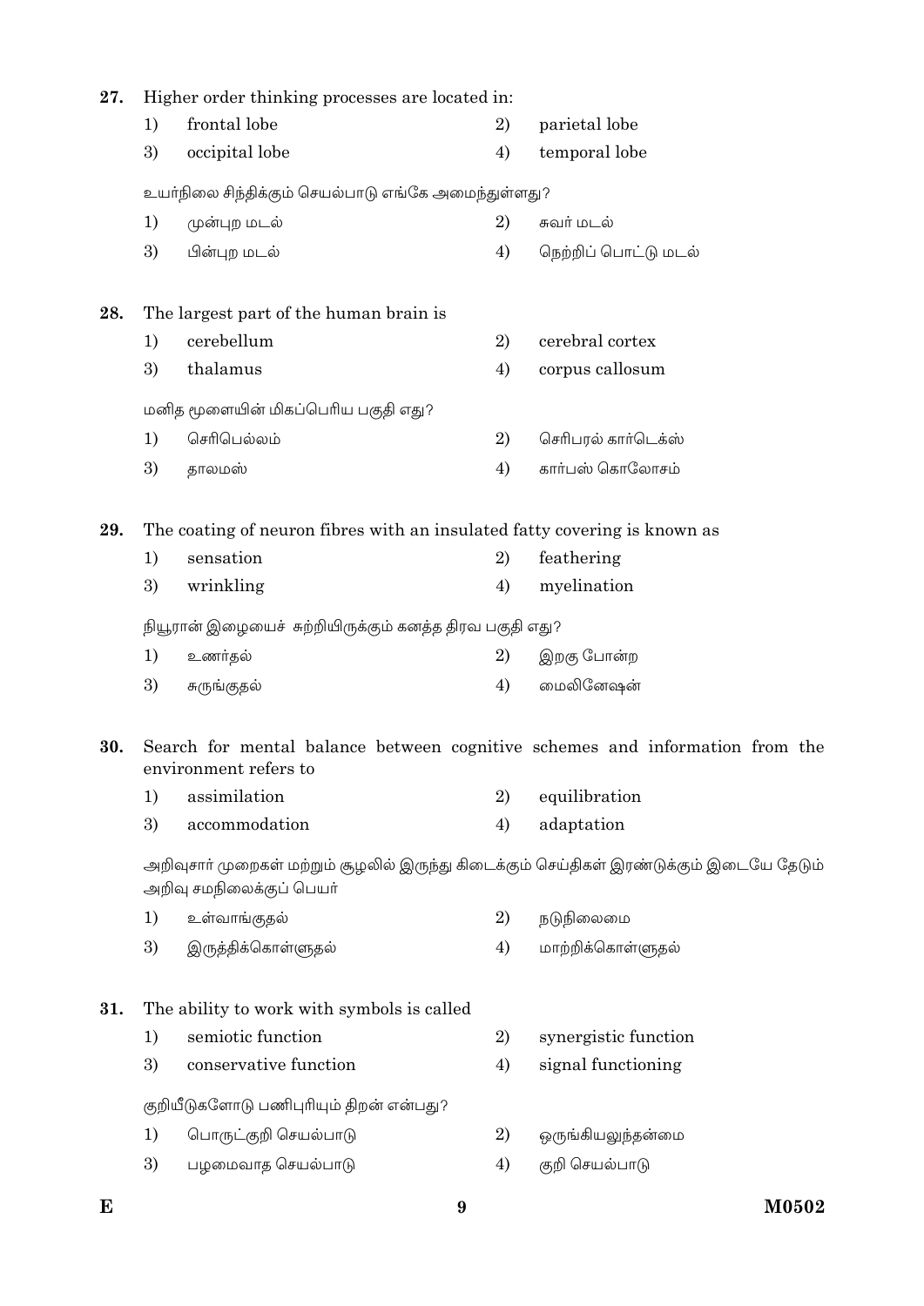27. Higher order thinking processes are located in:

1) frontal lobe
2) parietal lobe
3) occipital lobe
4) temporal lobe

உயர்நிலை சிந்திக்கும் செயல்பாடு எங்கே அமைந்துள்ளது?

1) முன்புற மடல்
2) சுவர் மடல்
3) பின்புற மடல்
4) நெற்றிப் பொட்டு மடல்

28. The largest part of the human brain is

1) cerebellum
2) cerebral cortex
3) thalamus
4) corpus callosum

மனித மூளையின் மிகப்பெரிய பகுதி எது?

1) செரிபெல்லம்
2) செரிபரல் கார்டெக்ஸ்
3) தாலமஸ்
4) கார்பஸ் கொலோசம்

29. The coating of neuron fibres with an insulated fatty covering is known as

1) sensation
2) feathering
3) wrinkling
4) myelination

நியூரான் இழையைச் சுற்றியிருக்கும் கனத்த திரவ பகுதி எது?

1) உணர்தல்
2) இறகு போன்ற
3) சுருங்குதல்
4) மைலினேஷன்

30. Search for mental balance between cognitive schemes and information from the environment refers to

1) assimilation
2) equilibration
3) accommodation
4) adaptation

அறிவுசார் முறைகள் மற்றும் சூழலில் இருந்து கிடைக்கும் செய்திகள் இரண்டுக்கும் இடையே தேடும் அறிவு சமநிலைக்குப் பெயர்

1) உள்வாங்குதல்
2) நடுநிலைமை
3) இருத்திக்கொள்ளுதல்
4) மாற்றிக்கொள்ளுதல்

31. The ability to work with symbols is called

1) semiotic function
2) synergistic function
3) conservative function
4) signal functioning

குறியீடுகளோடு பணிபுரியும் திறன் என்பது?

1) பொருட்குறி செயல்பாடு
2) ஒருங்கியலுந்தன்மை
3) பழமைவாத செயல்பாடு
4) குறி செயல்பாடு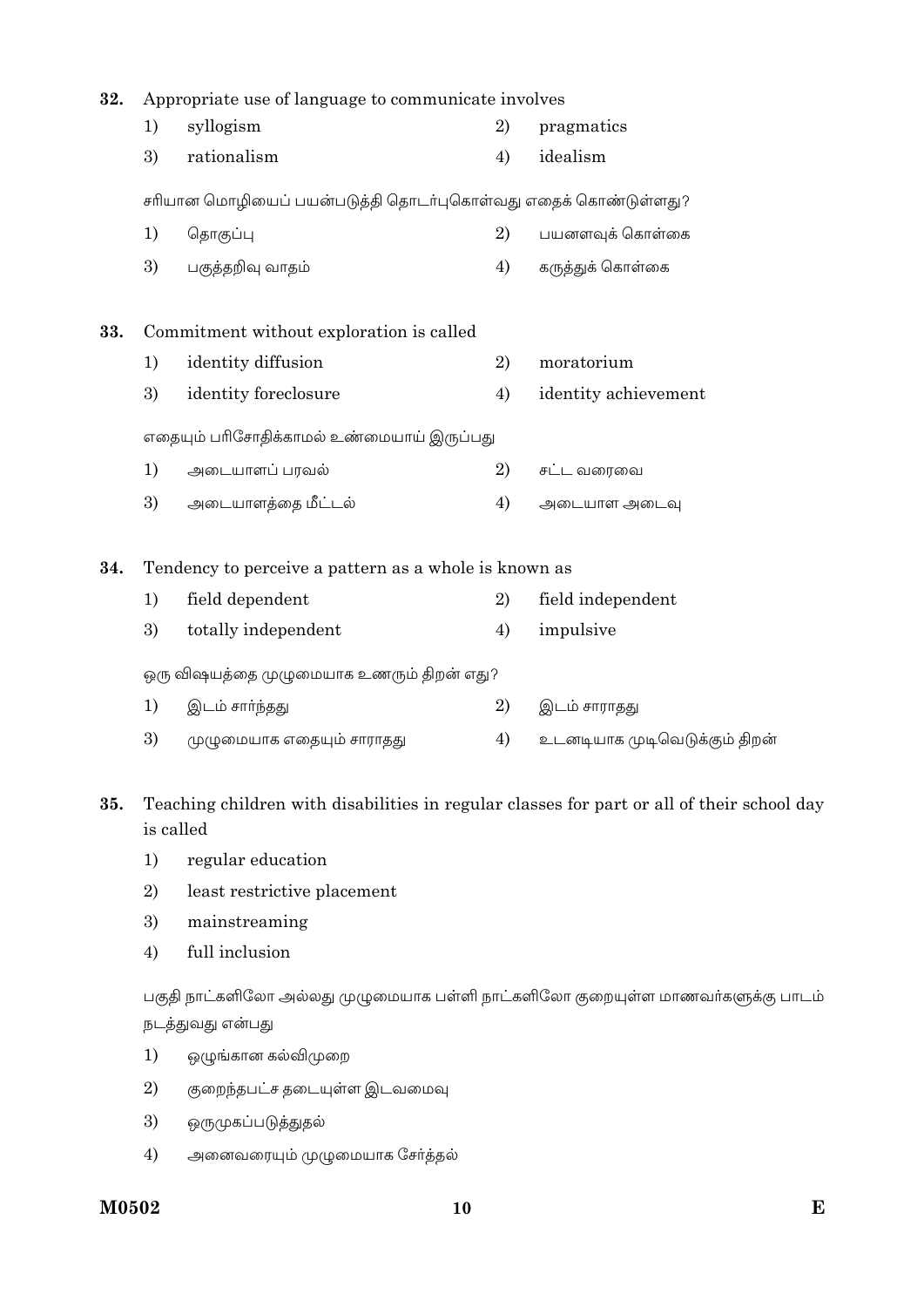32. Appropriate use of language to communicate involves

1) syllogism
2) pragmatics
3) rationalism
4) idealism

சரியான மொழியைப் பயன்படுத்தி தொடர்புகொள்வது எதைக் கொண்டுள்ளது?

1) தொகுப்பு
2) பயனளவுக் கொள்கை
3) பகுத்தறிவு வாதம்
4) கருத்துக் கொள்கை

33. Commitment without exploration is called

1) identity diffusion
2) moratorium
3) identity foreclosure
4) identity achievement

எதையும் பரிசோதிக்காமல் உண்மையாய் இருப்பது

1) அடையாளப் பரவல்
2) சட்ட வரைவை
3) அடையாளத்தை மீட்டல்
4) அடையாள அடைவு

34. Tendency to perceive a pattern as a whole is known as

1) field dependent
2) field independent
3) totally independent
4) impulsive

ஒரு விஷயத்தை முழுமையாக உணரும் திறன் எது?

1) இடம் சார்ந்தது
2) இடம் சாராதது
3) முழுமையாக எதையும் சாராதது
4) உடனடியாக முடிவெடுக்கும் திறன்

35. Teaching children with disabilities in regular classes for part or all of their school day is called

1) regular education
2) least restrictive placement
3) mainstreaming
4) full inclusion

பகுதி நாட்களிலோ அல்லது முழுமையாக பள்ளி நாட்களிலோ குறையுள்ள மாணவர்களுக்கு பாடம் நடத்துவது என்பது

1) ஒழுங்கான கல்விமுறை
2) குறைந்தபட்ச தடையுள்ள இடவமைவு
3) ஒருமுகப்படுத்துதல்
4) அனைவரையும் முழுமையாக சேர்த்தல்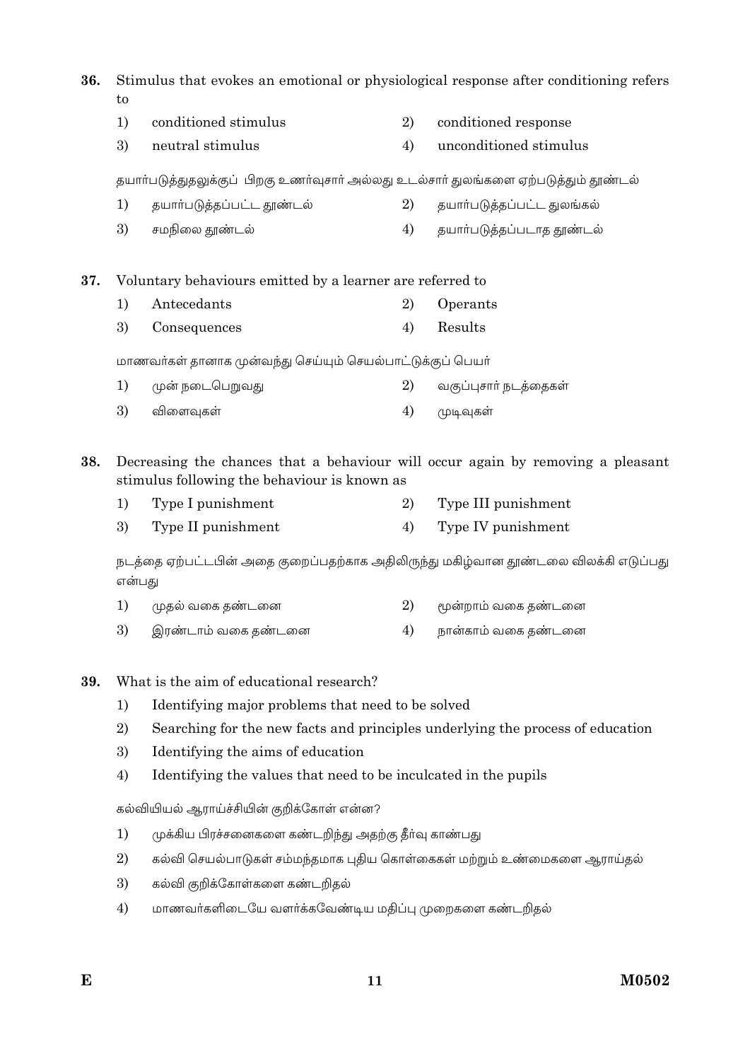**36.** Stimulus that evokes an emotional or physiological response after conditioning refers to

1) conditioned stimulus
2) conditioned response
3) neutral stimulus
4) unconditioned stimulus

தயார்படுத்துதலுக்குப் பிறகு உணர்வுசார் அல்லது உடல்சார் துலங்களை ஏற்படுத்தும் தூண்டல்

1) தயார்படுத்தப்பட்ட தூண்டல்
2) தயார்படுத்தப்பட்ட துலங்கல்
3) சமநிலை தூண்டல்
4) தயார்படுத்தப்படாத தூண்டல்

**37.** Voluntary behaviours emitted by a learner are referred to

1) Antecedants
2) Operants
3) Consequences
4) Results

மாணவர்கள் தானாக முன்வந்து செய்யும் செயல்பாட்டுக்குப் பெயர்

1) முன் நடைபெறுவது
2) வகுப்புசார் நடத்தைகள்
3) விளைவுகள்
4) முடிவுகள்

**38.** Decreasing the chances that a behaviour will occur again by removing a pleasant stimulus following the behaviour is known as

1) Type I punishment
2) Type III punishment
3) Type II punishment
4) Type IV punishment

நடத்தை ஏற்பட்டபின் அதை குறைப்பதற்காக அதிலிருந்து மகிழ்வான தூண்டலை விலக்கி எடுப்பது என்பது

1) முதல் வகை தண்டனை
2) மூன்றாம் வகை தண்டனை
3) இரண்டாம் வகை தண்டனை
4) நான்காம் வகை தண்டனை

**39.** What is the aim of educational research?

1) Identifying major problems that need to be solved
2) Searching for the new facts and principles underlying the process of education
3) Identifying the aims of education
4) Identifying the values that need to be inculcated in the pupils

கல்வியியல் ஆராய்ச்சியின் குறிக்கோள் என்ன?

1) முக்கிய பிரச்சனைகளை கண்டறிந்து அதற்கு தீர்வு காண்பது
2) கல்வி செயல்பாடுகள் சம்மந்தமாக புதிய கொள்கைகள் மற்றும் உண்மைகளை ஆராய்தல்
3) கல்வி குறிக்கோள்களை கண்டறிதல்
4) மாணவர்களிடையே வளர்க்கவேண்டிய மதிப்பு முறைகளை கண்டறிதல்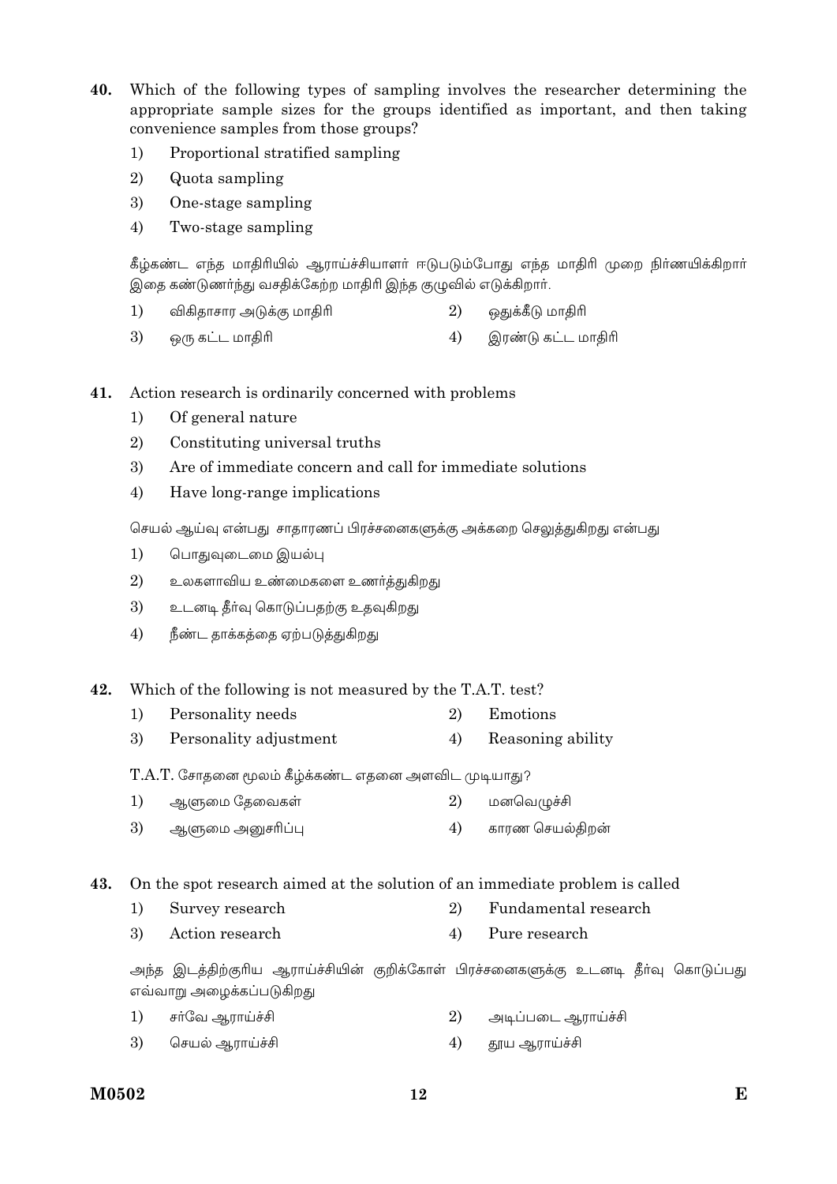40. Which of the following types of sampling involves the researcher determining the appropriate sample sizes for the groups identified as important, and then taking convenience samples from those groups?

   1) Proportional stratified sampling
   2) Quota sampling
   3) One-stage sampling
   4) Two-stage sampling

   கீழ்கண்ட எந்த மாதிரியில் ஆராய்ச்சியாளர் ஈடுபடும்போது எந்த மாதிரி முறை நிர்ணயிக்கிறார் இதை கண்டுணர்ந்து வசதிக்கேற்ற மாதிரி இந்த குழுவில் எடுக்கிறார்.

   1) விகிதாசார அடுக்கு மாதிரி
   2) ஒதுக்கீடு மாதிரி
   3) ஒரு கட்ட மாதிரி
   4) இரண்டு கட்ட மாதிரி

41. Action research is ordinarily concerned with problems

   1) Of general nature
   2) Constituting universal truths
   3) Are of immediate concern and call for immediate solutions
   4) Have long-range implications

   செயல் ஆய்வு என்பது சாதாரணப் பிரச்சனைகளுக்கு அக்கறை செலுத்துகிறது என்பது

   1) பொதுவுடைமை இயல்பு
   2) உலகளாவிய உண்மைகளை உணர்த்துகிறது
   3) உடனடி தீர்வு கொடுப்பதற்கு உதவுகிறது
   4) நீண்ட தாக்கத்தை ஏற்படுத்துகிறது

42. Which of the following is not measured by the T.A.T. test?

   1) Personality needs
   2) Emotions
   3) Personality adjustment
   4) Reasoning ability

   T.A.T. சோதனை மூலம் கீழ்க்கண்ட எதனை அளவிட முடியாது?

   1) ஆளுமை தேவைகள்
   2) மனவெழுச்சி
   3) ஆளுமை அனுசரிப்பு
   4) காரண செயல்திறன்

43. On the spot research aimed at the solution of an immediate problem is called

   1) Survey research
   2) Fundamental research
   3) Action research
   4) Pure research

   அந்த இடத்திற்குரிய ஆராய்ச்சியின் குறிக்கோள் பிரச்சனைகளுக்கு உடனடி தீர்வு கொடுப்பது எவ்வாறு அழைக்கப்படுகிறது

   1) சர்வே ஆராய்ச்சி
   2) அடிப்படை ஆராய்ச்சி
   3) செயல் ஆராய்ச்சி
   4) தூய ஆராய்ச்சி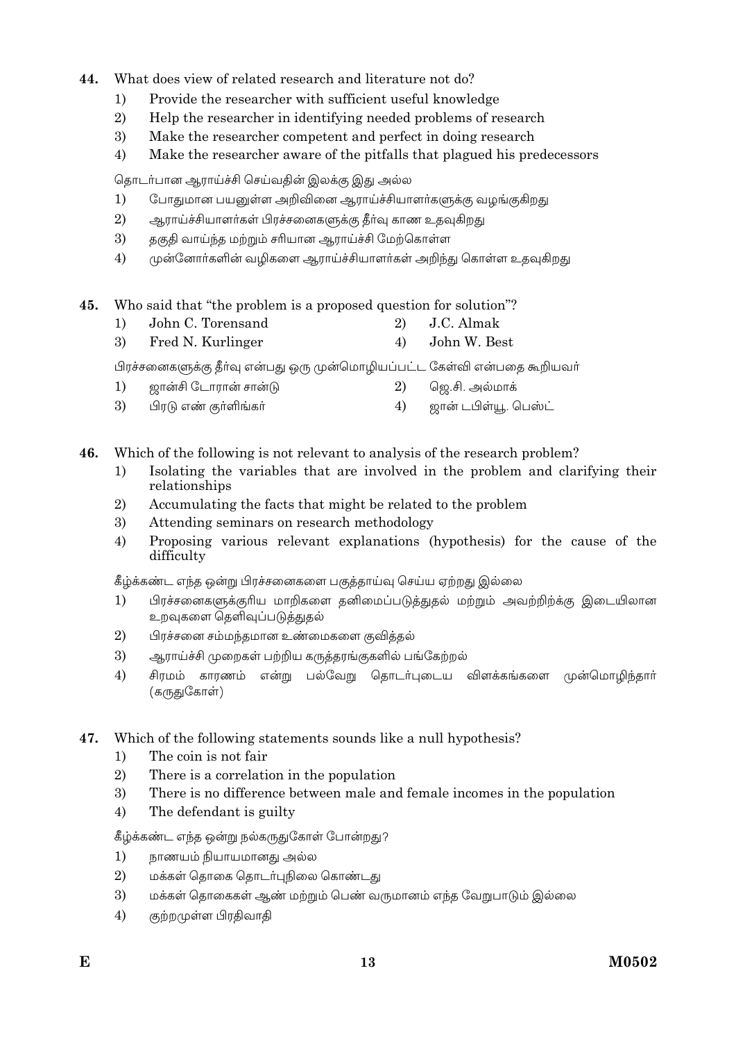44. What does view of related research and literature not do?

1) Provide the researcher with sufficient useful knowledge
2) Help the researcher in identifying needed problems of research
3) Make the researcher competent and perfect in doing research
4) Make the researcher aware of the pitfalls that plagued his predecessors

தொடர்பான ஆராய்ச்சி செய்வதின் இலக்கு இது அல்ல

1) போதுமான பயனுள்ள அறிவினை ஆராய்ச்சியாளர்களுக்கு வழங்குகிறது
2) ஆராய்ச்சியாளர்கள் பிரச்சனைகளுக்கு தீர்வு காண உதவுகிறது
3) தகுதி வாய்ந்த மற்றும் சரியான ஆராய்ச்சி மேற்கொள்ள
4) முன்னோர்களின் வழிகளை ஆராய்ச்சியாளர்கள் அறிந்து கொள்ள உதவுகிறது

45. Who said that "the problem is a proposed question for solution"?

1) John C. Torensand
2) J.C. Almak
3) Fred N. Kurlinger
4) John W. Best

பிரச்சனைகளுக்கு தீர்வு என்பது ஒரு முன்மொழியப்பட்ட கேள்வி என்பதை கூறியவர்

1) ஜான்சி டோரான் சான்டு
2) ஜெ.சி. அல்மாக்
3) பிரடு எண் குர்ளிங்கர்
4) ஜான் டபிள்யூ. பெஸ்ட்

46. Which of the following is not relevant to analysis of the research problem?

1) Isolating the variables that are involved in the problem and clarifying their relationships
2) Accumulating the facts that might be related to the problem
3) Attending seminars on research methodology
4) Proposing various relevant explanations (hypothesis) for the cause of the difficulty

கீழ்க்கண்ட எந்த ஒன்று பிரச்சனைகளை பகுத்தாய்வு செய்ய ஏற்றது இல்லை

1) பிரச்சனைகளுக்குரிய மாறிகளை தனிமைப்படுத்துதல் மற்றும் அவற்றிற்க்கு இடையிலான உறவுகளை தெளிவுப்படுத்துதல்
2) பிரச்சனை சம்மந்தமான உண்மைகளை குவித்தல்
3) ஆராய்ச்சி முறைகள் பற்றிய கருத்தரங்குகளில் பங்கேற்றல்
4) சிரமம் காரணம் என்று பல்வேறு தொடர்புடைய விளக்கங்களை முன்மொழிந்தார் (கருதுகோள்)

47. Which of the following statements sounds like a null hypothesis?

1) The coin is not fair
2) There is a correlation in the population
3) There is no difference between male and female incomes in the population
4) The defendant is guilty

கீழ்க்கண்ட எந்த ஒன்று நல்கருதுகோள் போன்றது?

1) நாணயம் நியாயமானது அல்ல
2) மக்கள் தொகை தொடர்புநிலை கொண்டது
3) மக்கள் தொகைகள் ஆண் மற்றும் பெண் வருமானம் எந்த வேறுபாடும் இல்லை
4) குற்றமுள்ள பிரதிவாதி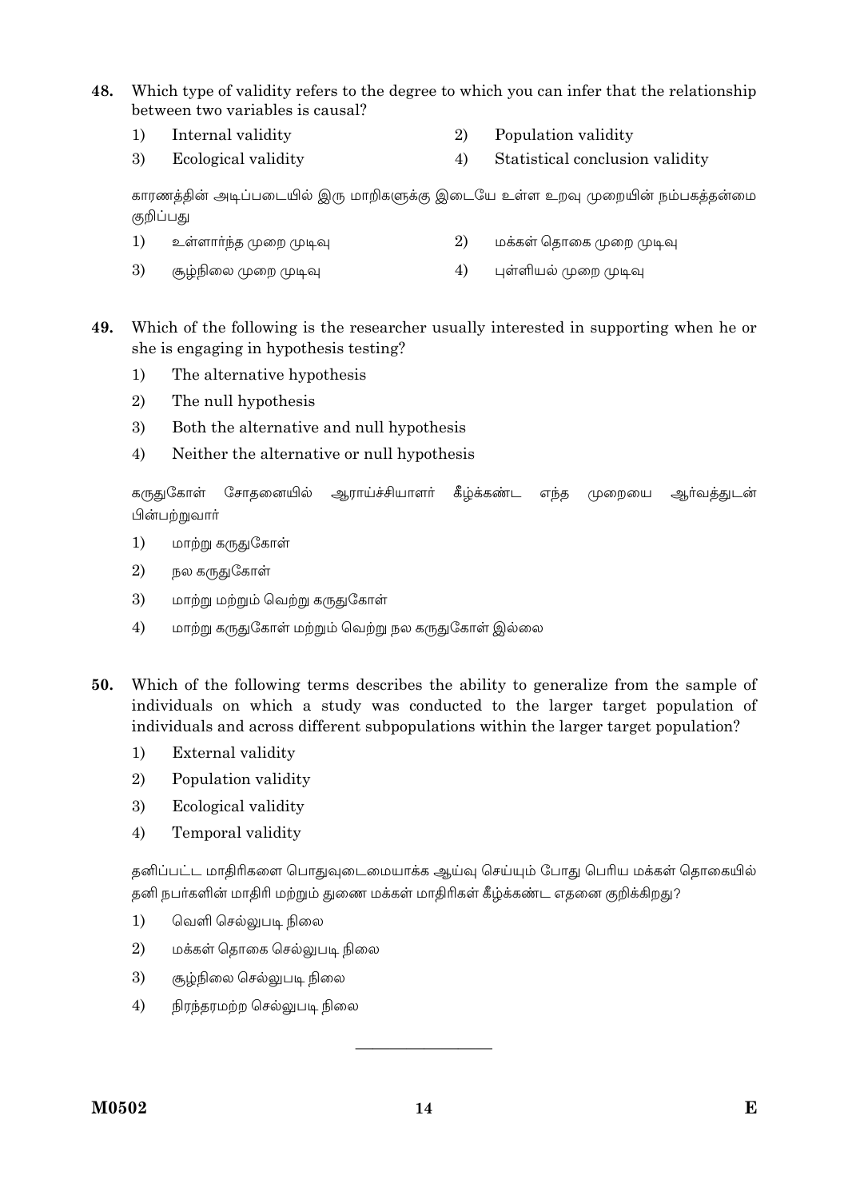**48.** Which type of validity refers to the degree to which you can infer that the relationship between two variables is causal?

1) Internal validity
2) Population validity
3) Ecological validity
4) Statistical conclusion validity

காரணத்தின் அடிப்படையில் இரு மாறிகளுக்கு இடையே உள்ள உறவு முறையின் நம்பகத்தன்மை குறிப்பது

1) உள்ளார்ந்த முறை முடிவு
2) மக்கள் தொகை முறை முடிவு
3) சூழ்நிலை முறை முடிவு
4) புள்ளியல் முறை முடிவு

**49.** Which of the following is the researcher usually interested in supporting when he or she is engaging in hypothesis testing?

1) The alternative hypothesis
2) The null hypothesis
3) Both the alternative and null hypothesis
4) Neither the alternative or null hypothesis

கருதுகோள் சோதனையில் ஆராய்ச்சியாளர் கீழ்க்கண்ட எந்த முறையை ஆர்வத்துடன் பின்பற்றுவார்

1) மாற்று கருதுகோள்
2) நல கருதுகோள்
3) மாற்று மற்றும் வெற்று கருதுகோள்
4) மாற்று கருதுகோள் மற்றும் வெற்று நல கருதுகோள் இல்லை

**50.** Which of the following terms describes the ability to generalize from the sample of individuals on which a study was conducted to the larger target population of individuals and across different subpopulations within the larger target population?

1) External validity
2) Population validity
3) Ecological validity
4) Temporal validity

தனிப்பட்ட மாதிரிகளை பொதுவுடைமையாக்க ஆய்வு செய்யும் போது பெரிய மக்கள் தொகையில் தனி நபர்களின் மாதிரி மற்றும் துணை மக்கள் மாதிரிகள் கீழ்க்கண்ட எதனை குறிக்கிறது?

1) வெளி செல்லுபடி நிலை
2) மக்கள் தொகை செல்லுபடி நிலை
3) சூழ்நிலை செல்லுபடி நிலை
4) நிரந்தரமற்ற செல்லுபடி நிலை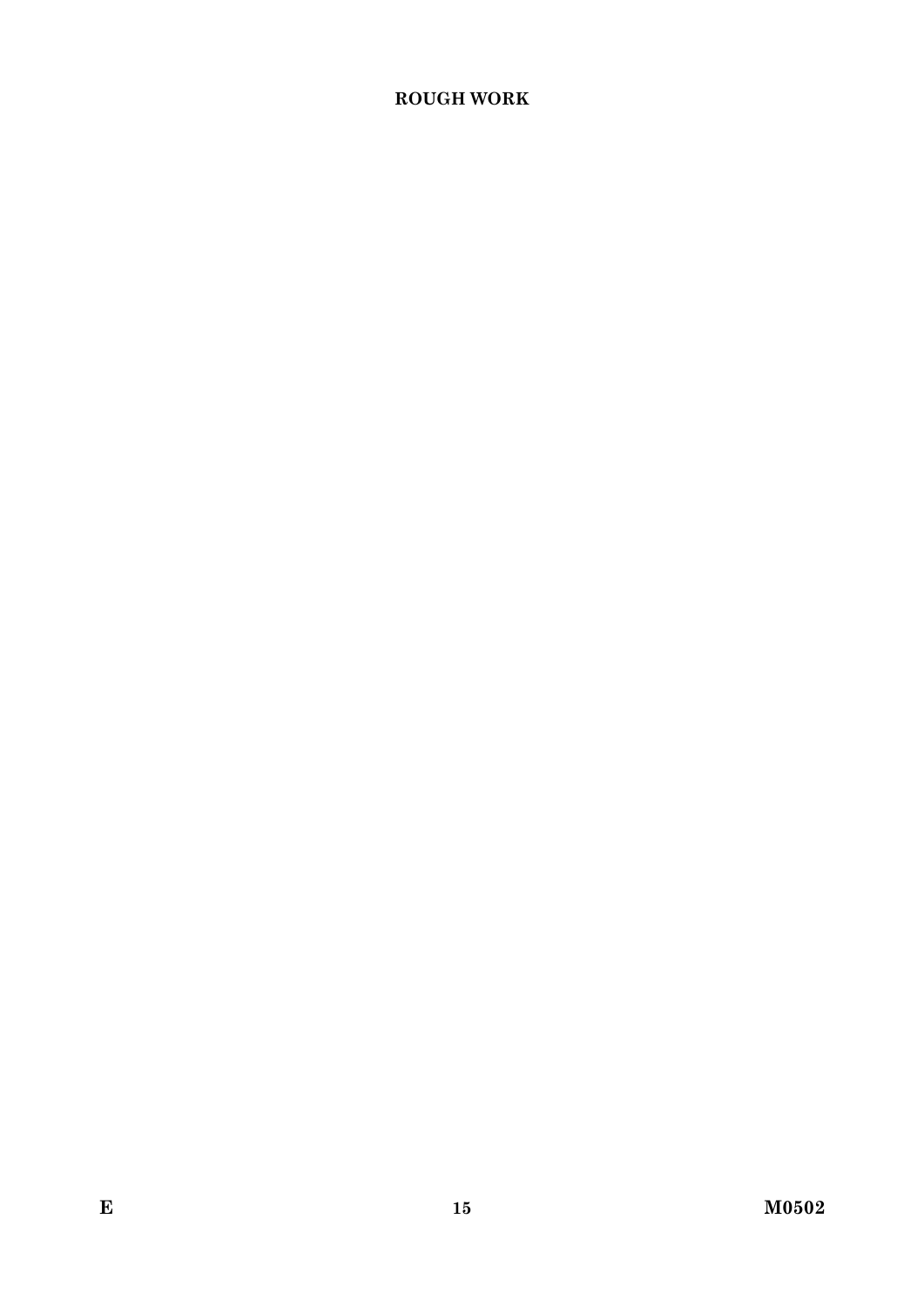**ROUGH WORK**